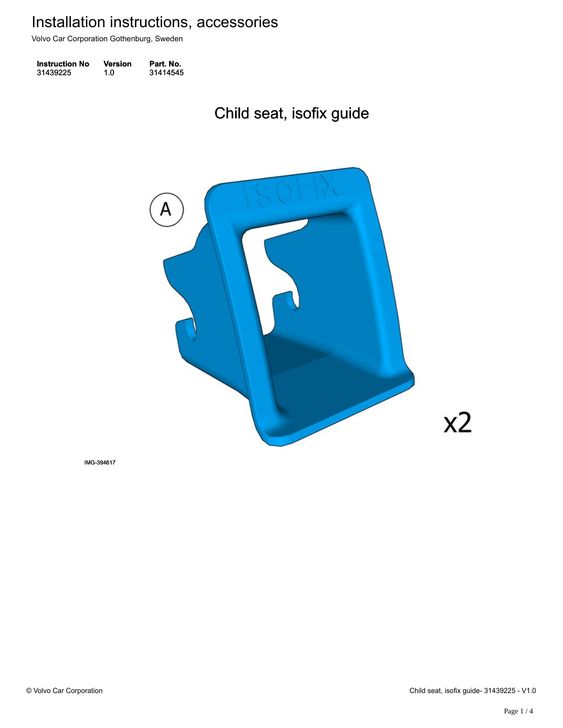# Installation instructions, accessories

Volvo Car Corporation Gothenburg, Sweden

| Instruction No | Version | Part. No. |
| --- | --- | --- |
| 31439225 | 1.0 | 31414545 |

## Child seat, isofix guide

A

x2

IMG-394617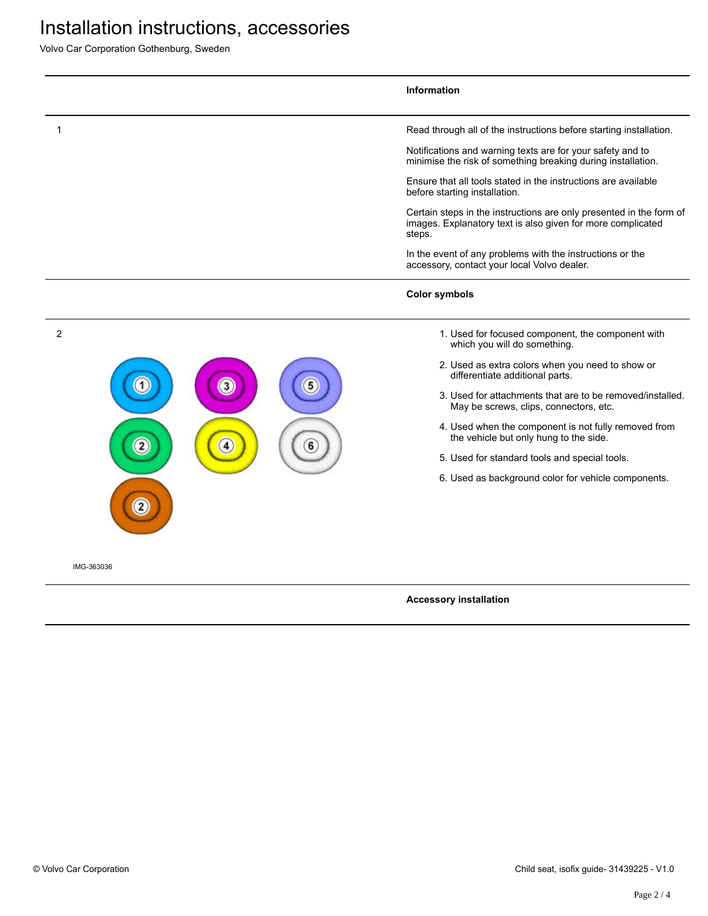# Installation instructions, accessories

Volvo Car Corporation Gothenburg, Sweden

## Information

1

Read through all of the instructions before starting installation.

Notifications and warning texts are for your safety and to minimise the risk of something breaking during installation.

Ensure that all tools stated in the instructions are available before starting installation.

Certain steps in the instructions are only presented in the form of images. Explanatory text is also given for more complicated steps.

In the event of any problems with the instructions or the accessory, contact your local Volvo dealer.

## Color symbols

2

IMG-363036

1. Used for focused component, the component with which you will do something.
2. Used as extra colors when you need to show or differentiate additional parts.
3. Used for attachments that are to be removed/installed. May be screws, clips, connectors, etc.
4. Used when the component is not fully removed from the vehicle but only hung to the side.
5. Used for standard tools and special tools.
6. Used as background color for vehicle components.

## Accessory installation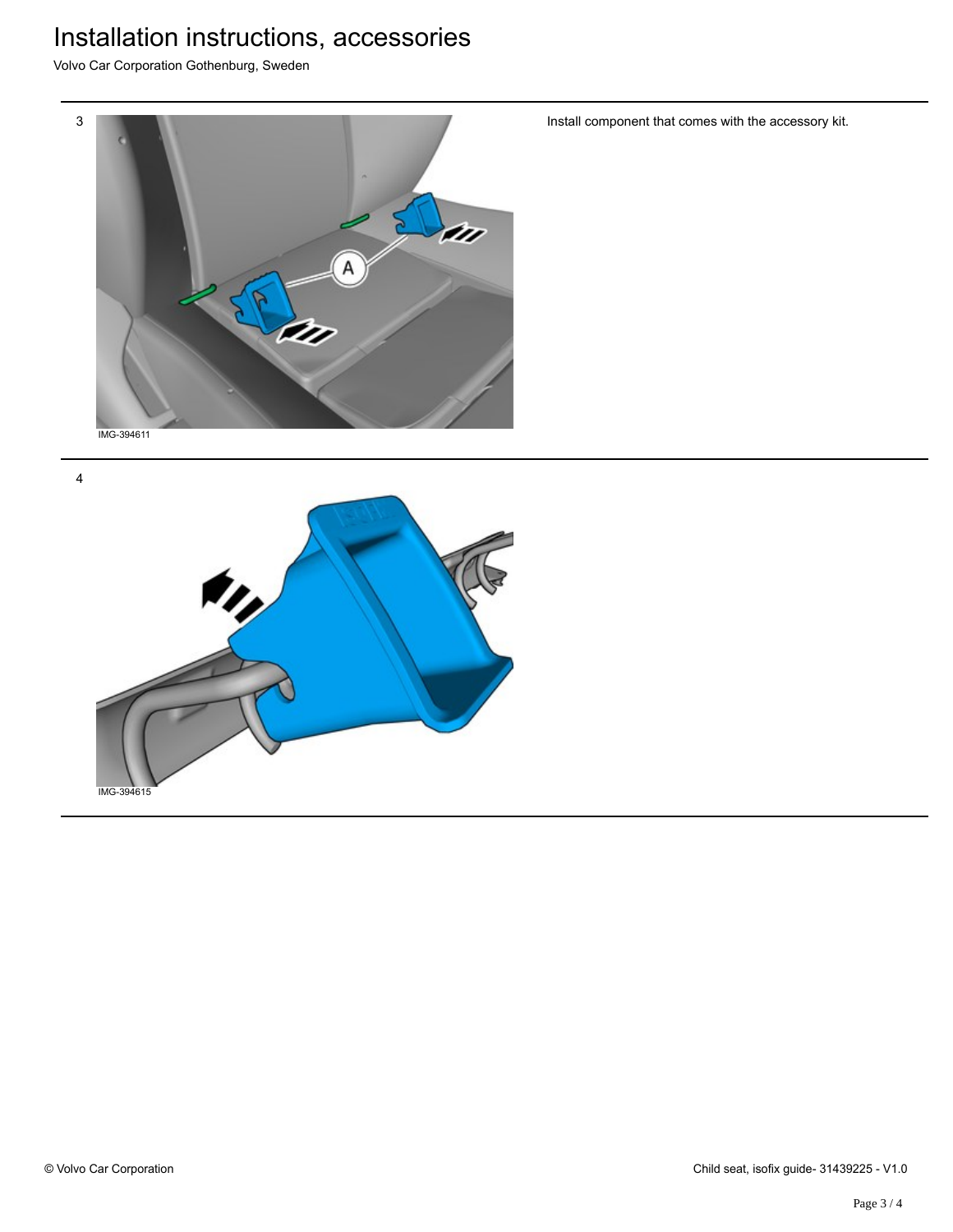# Installation instructions, accessories

Volvo Car Corporation Gothenburg, Sweden

3

IMG-394611

Install component that comes with the accessory kit.

4

IMG-394615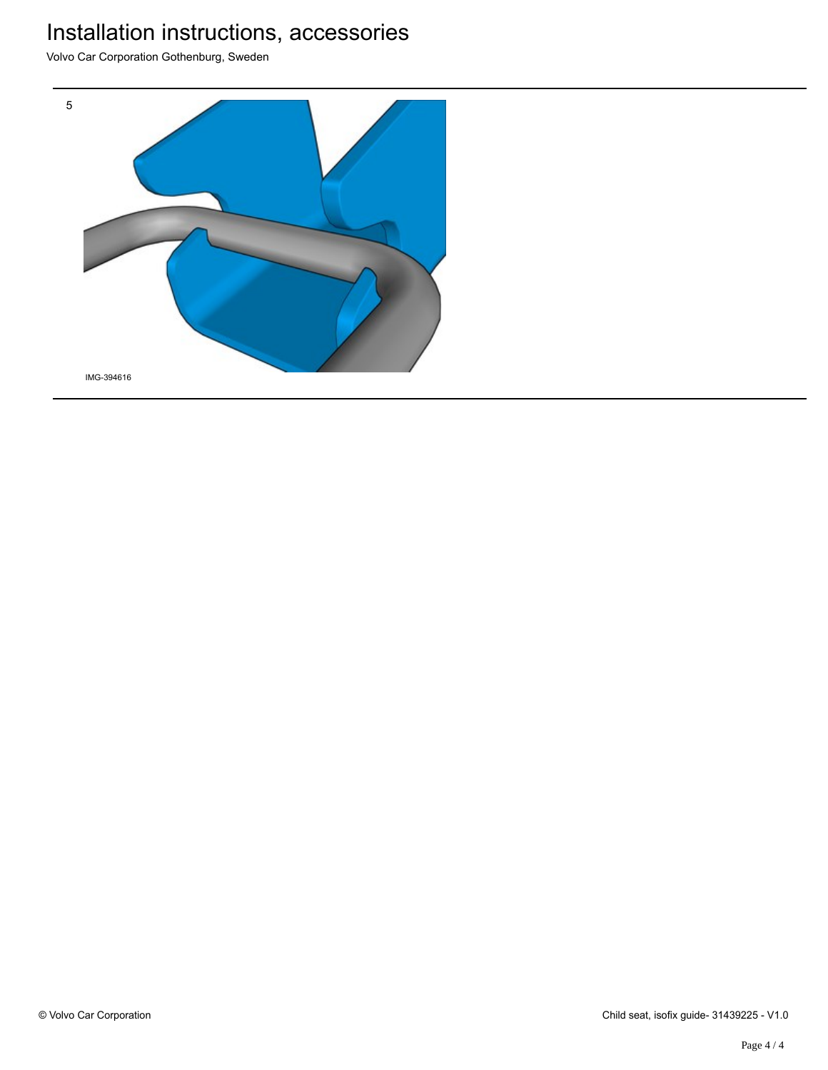5

IMG-394616